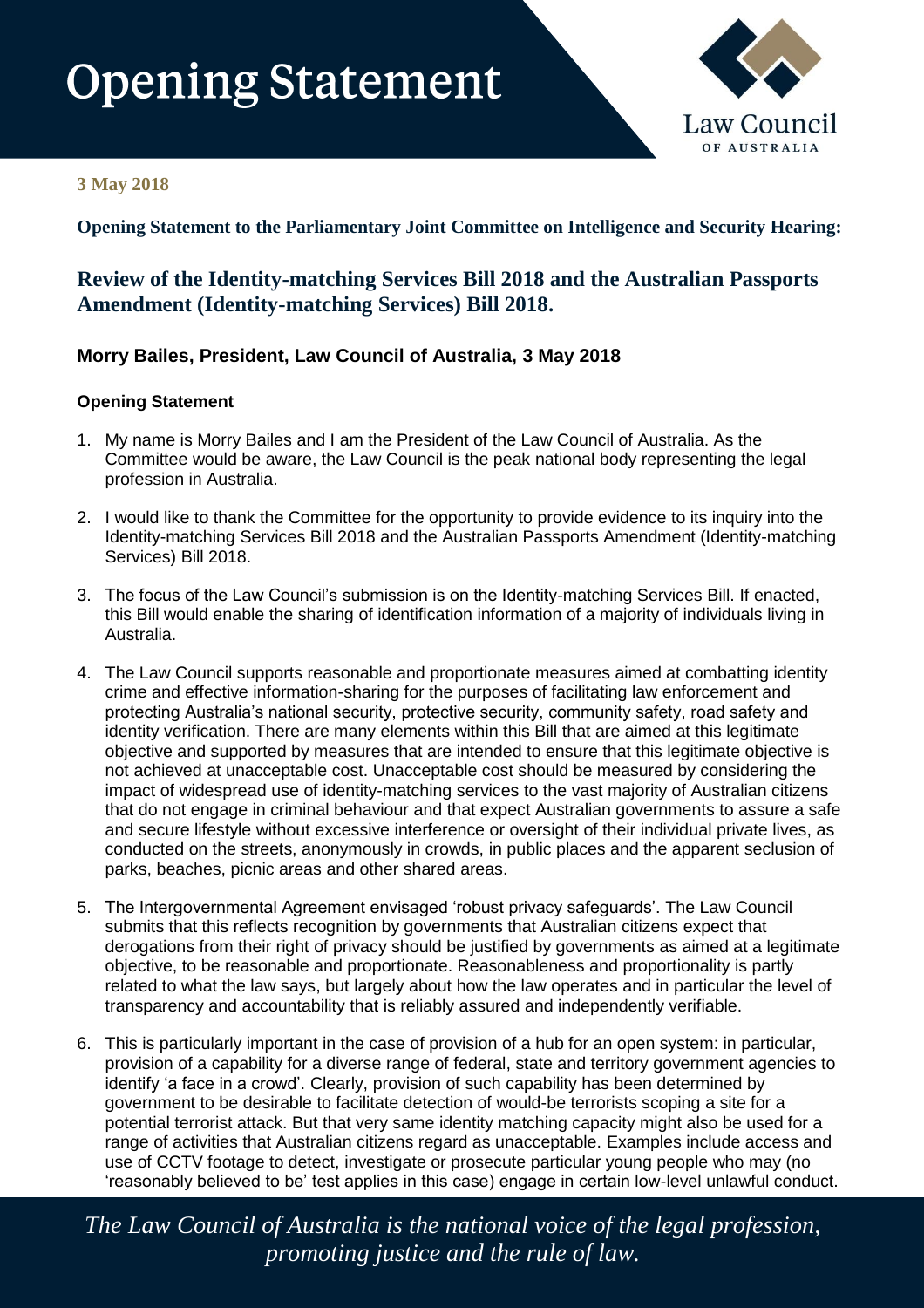# Opening Statement

**3 May 2018**

**Opening Statement to the Parliamentary Joint Committee on Intelligence and Security Hearing:**

## Review of the Identity-matching Services Bill 2018 and the Australian Passports Amendment (Identity-matching Services) Bill 2018.

### Morry Bailes, President, Law Council of Australia, 3 May 2018

#### Opening Statement

1. My name is Morry Bailes and I am the President of the Law Council of Australia. As the Committee would be aware, the Law Council is the peak national body representing the legal profession in Australia.
2. I would like to thank the Committee for the opportunity to provide evidence to its inquiry into the Identity-matching Services Bill 2018 and the Australian Passports Amendment (Identity-matching Services) Bill 2018.
3. The focus of the Law Council's submission is on the Identity-matching Services Bill. If enacted, this Bill would enable the sharing of identification information of a majority of individuals living in Australia.
4. The Law Council supports reasonable and proportionate measures aimed at combatting identity crime and effective information-sharing for the purposes of facilitating law enforcement and protecting Australia's national security, protective security, community safety, road safety and identity verification. There are many elements within this Bill that are aimed at this legitimate objective and supported by measures that are intended to ensure that this legitimate objective is not achieved at unacceptable cost. Unacceptable cost should be measured by considering the impact of widespread use of identity-matching services to the vast majority of Australian citizens that do not engage in criminal behaviour and that expect Australian governments to assure a safe and secure lifestyle without excessive interference or oversight of their individual private lives, as conducted on the streets, anonymously in crowds, in public places and the apparent seclusion of parks, beaches, picnic areas and other shared areas.
5. The Intergovernmental Agreement envisaged 'robust privacy safeguards'. The Law Council submits that this reflects recognition by governments that Australian citizens expect that derogations from their right of privacy should be justified by governments as aimed at a legitimate objective, to be reasonable and proportionate. Reasonableness and proportionality is partly related to what the law says, but largely about how the law operates and in particular the level of transparency and accountability that is reliably assured and independently verifiable.
6. This is particularly important in the case of provision of a hub for an open system: in particular, provision of a capability for a diverse range of federal, state and territory government agencies to identify 'a face in a crowd'. Clearly, provision of such capability has been determined by government to be desirable to facilitate detection of would-be terrorists scoping a site for a potential terrorist attack. But that very same identity matching capacity might also be used for a range of activities that Australian citizens regard as unacceptable. Examples include access and use of CCTV footage to detect, investigate or prosecute particular young people who may (no 'reasonably believed to be' test applies in this case) engage in certain low-level unlawful conduct.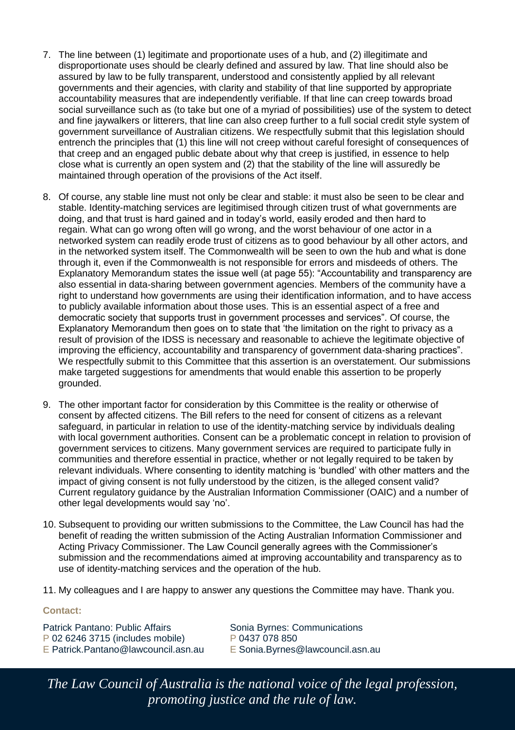7. The line between (1) legitimate and proportionate uses of a hub, and (2) illegitimate and disproportionate uses should be clearly defined and assured by law. That line should also be assured by law to be fully transparent, understood and consistently applied by all relevant governments and their agencies, with clarity and stability of that line supported by appropriate accountability measures that are independently verifiable. If that line can creep towards broad social surveillance such as (to take but one of a myriad of possibilities) use of the system to detect and fine jaywalkers or litterers, that line can also creep further to a full social credit style system of government surveillance of Australian citizens. We respectfully submit that this legislation should entrench the principles that (1) this line will not creep without careful foresight of consequences of that creep and an engaged public debate about why that creep is justified, in essence to help close what is currently an open system and (2) that the stability of the line will assuredly be maintained through operation of the provisions of the Act itself.

8. Of course, any stable line must not only be clear and stable: it must also be seen to be clear and stable. Identity-matching services are legitimised through citizen trust of what governments are doing, and that trust is hard gained and in today's world, easily eroded and then hard to regain. What can go wrong often will go wrong, and the worst behaviour of one actor in a networked system can readily erode trust of citizens as to good behaviour by all other actors, and in the networked system itself. The Commonwealth will be seen to own the hub and what is done through it, even if the Commonwealth is not responsible for errors and misdeeds of others. The Explanatory Memorandum states the issue well (at page 55): "Accountability and transparency are also essential in data-sharing between government agencies. Members of the community have a right to understand how governments are using their identification information, and to have access to publicly available information about those uses. This is an essential aspect of a free and democratic society that supports trust in government processes and services". Of course, the Explanatory Memorandum then goes on to state that 'the limitation on the right to privacy as a result of provision of the IDSS is necessary and reasonable to achieve the legitimate objective of improving the efficiency, accountability and transparency of government data-sharing practices". We respectfully submit to this Committee that this assertion is an overstatement. Our submissions make targeted suggestions for amendments that would enable this assertion to be properly grounded.

9. The other important factor for consideration by this Committee is the reality or otherwise of consent by affected citizens. The Bill refers to the need for consent of citizens as a relevant safeguard, in particular in relation to use of the identity-matching service by individuals dealing with local government authorities. Consent can be a problematic concept in relation to provision of government services to citizens. Many government services are required to participate fully in communities and therefore essential in practice, whether or not legally required to be taken by relevant individuals. Where consenting to identity matching is 'bundled' with other matters and the impact of giving consent is not fully understood by the citizen, is the alleged consent valid? Current regulatory guidance by the Australian Information Commissioner (OAIC) and a number of other legal developments would say 'no'.

10. Subsequent to providing our written submissions to the Committee, the Law Council has had the benefit of reading the written submission of the Acting Australian Information Commissioner and Acting Privacy Commissioner. The Law Council generally agrees with the Commissioner's submission and the recommendations aimed at improving accountability and transparency as to use of identity-matching services and the operation of the hub.

11. My colleagues and I are happy to answer any questions the Committee may have. Thank you.

**Contact:**

Patrick Pantano: Public Affairs
P 02 6246 3715 (includes mobile)
E Patrick.Pantano@lawcouncil.asn.au

Sonia Byrnes: Communications
P 0437 078 850
E Sonia.Byrnes@lawcouncil.asn.au

*The Law Council of Australia is the national voice of the legal profession, promoting justice and the rule of law.*